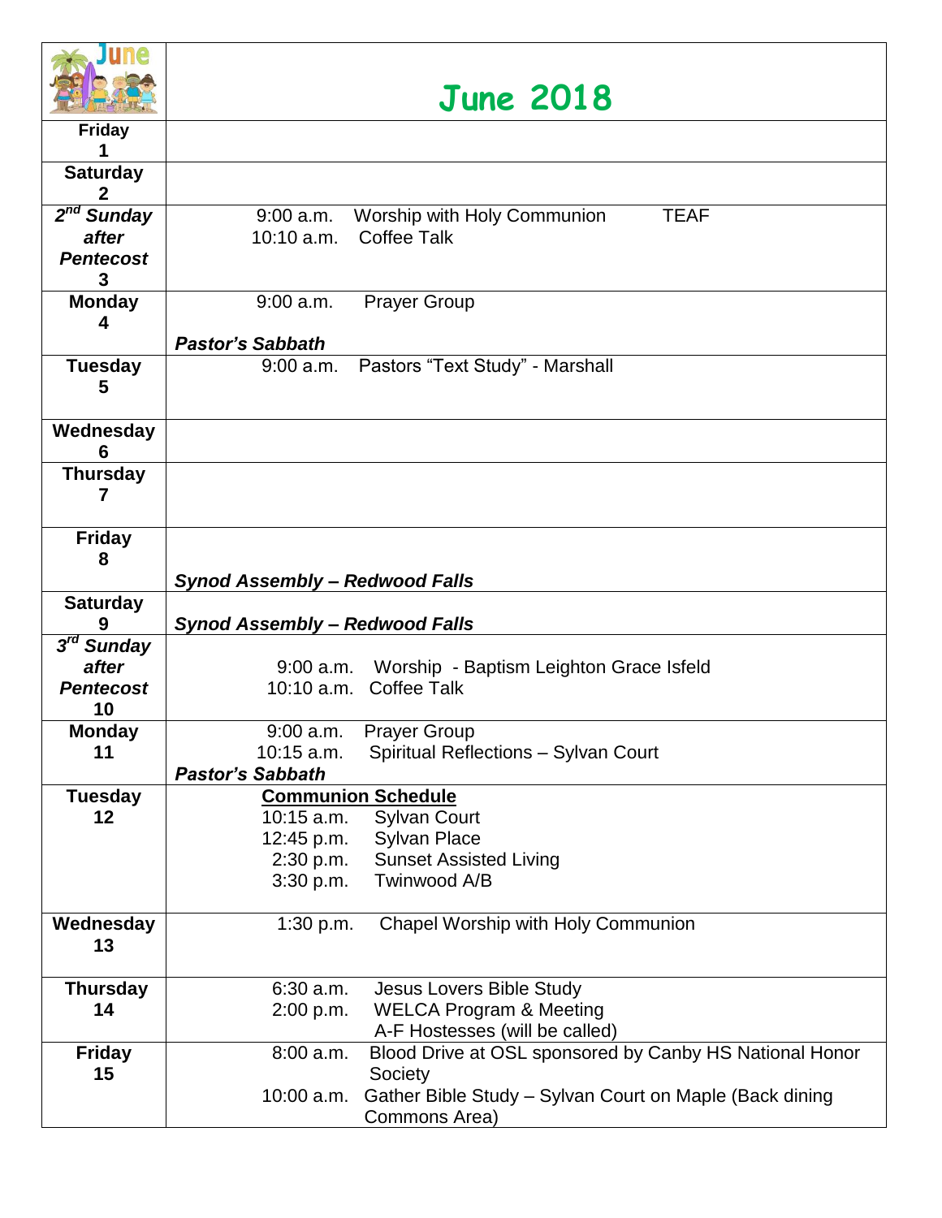# June 2018

| June | June 2018 |
|---|---|
| **Friday 1** | |
| **Saturday 2** | |
| ***2nd Sunday after Pentecost*** **3** | 9:00 a.m. Worship with Holy Communion TEAF<br>10:10 a.m. Coffee Talk |
| **Monday 4** | 9:00 a.m. Prayer Group<br>***Pastor's Sabbath*** |
| **Tuesday 5** | 9:00 a.m. Pastors "Text Study" - Marshall |
| **Wednesday 6** | |
| **Thursday 7** | |
| **Friday 8** | ***Synod Assembly – Redwood Falls*** |
| **Saturday 9** | ***Synod Assembly – Redwood Falls*** |
| ***3rd Sunday after Pentecost*** **10** | 9:00 a.m. Worship - Baptism Leighton Grace Isfeld<br>10:10 a.m. Coffee Talk |
| **Monday 11** | 9:00 a.m. Prayer Group<br>10:15 a.m. Spiritual Reflections – Sylvan Court<br>***Pastor's Sabbath*** |
| **Tuesday 12** | **Communion Schedule**<br>10:15 a.m. Sylvan Court<br>12:45 p.m. Sylvan Place<br>2:30 p.m. Sunset Assisted Living<br>3:30 p.m. Twinwood A/B |
| **Wednesday 13** | 1:30 p.m. Chapel Worship with Holy Communion |
| **Thursday 14** | 6:30 a.m. Jesus Lovers Bible Study<br>2:00 p.m. WELCA Program & Meeting<br>A-F Hostesses (will be called) |
| **Friday 15** | 8:00 a.m. Blood Drive at OSL sponsored by Canby HS National Honor Society<br>10:00 a.m. Gather Bible Study – Sylvan Court on Maple (Back dining Commons Area) |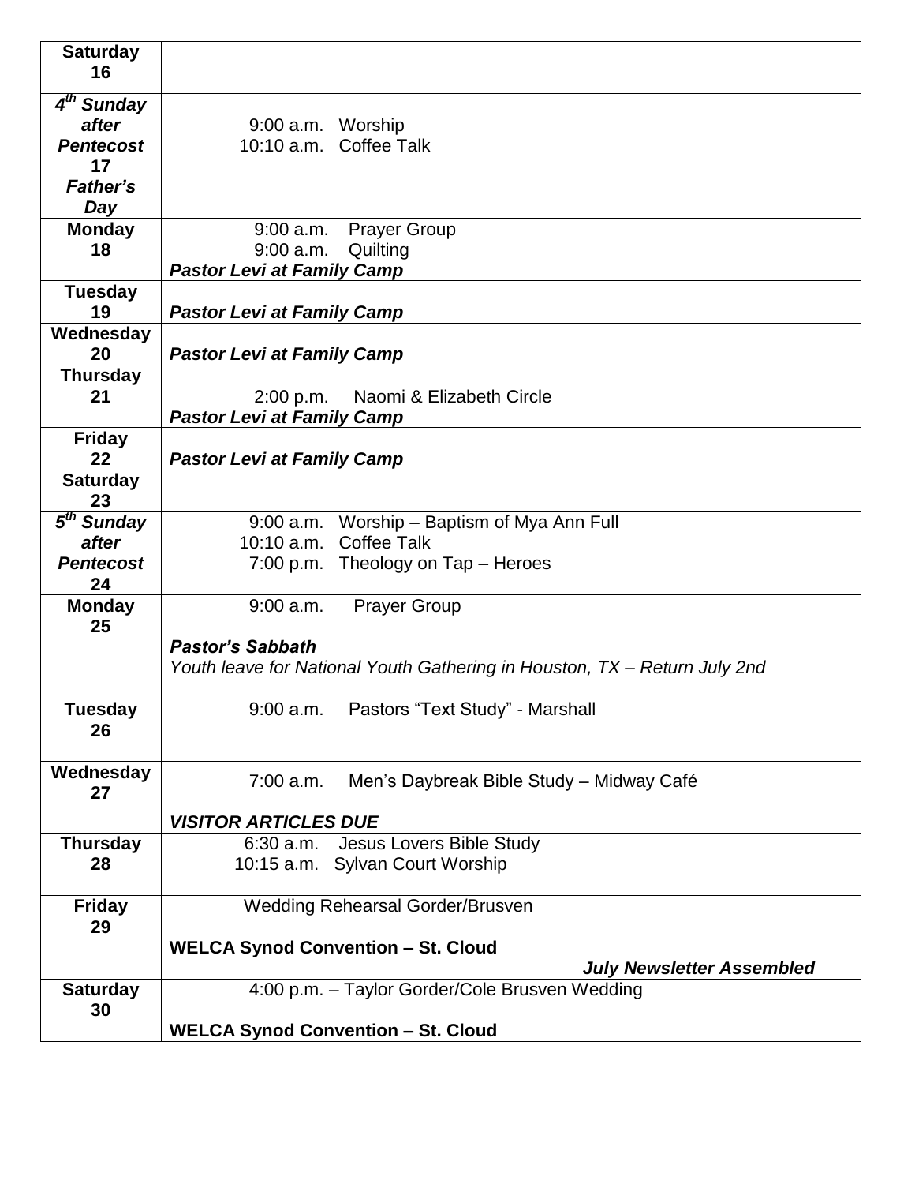| | |
|---|---|
| **Saturday 16** | |
| ***4th Sunday after Pentecost* 17 *Father's Day*** | 9:00 a.m. Worship<br>10:10 a.m. Coffee Talk |
| **Monday 18** | 9:00 a.m. Prayer Group<br>9:00 a.m. Quilting<br>***Pastor Levi at Family Camp*** |
| **Tuesday 19** | ***Pastor Levi at Family Camp*** |
| **Wednesday 20** | ***Pastor Levi at Family Camp*** |
| **Thursday 21** | 2:00 p.m. Naomi & Elizabeth Circle<br>***Pastor Levi at Family Camp*** |
| **Friday 22** | ***Pastor Levi at Family Camp*** |
| **Saturday 23** | |
| ***5th Sunday after Pentecost* 24** | 9:00 a.m. Worship – Baptism of Mya Ann Full<br>10:10 a.m. Coffee Talk<br>7:00 p.m. Theology on Tap – Heroes |
| **Monday 25** | 9:00 a.m. Prayer Group<br>***Pastor's Sabbath***<br>*Youth leave for National Youth Gathering in Houston, TX – Return July 2nd* |
| **Tuesday 26** | 9:00 a.m. Pastors "Text Study" - Marshall |
| **Wednesday 27** | 7:00 a.m. Men's Daybreak Bible Study – Midway Café<br>***VISITOR ARTICLES DUE*** |
| **Thursday 28** | 6:30 a.m. Jesus Lovers Bible Study<br>10:15 a.m. Sylvan Court Worship |
| **Friday 29** | Wedding Rehearsal Gorder/Brusven<br>**WELCA Synod Convention – St. Cloud**<br>***July Newsletter Assembled*** |
| **Saturday 30** | 4:00 p.m. – Taylor Gorder/Cole Brusven Wedding<br>**WELCA Synod Convention – St. Cloud** |